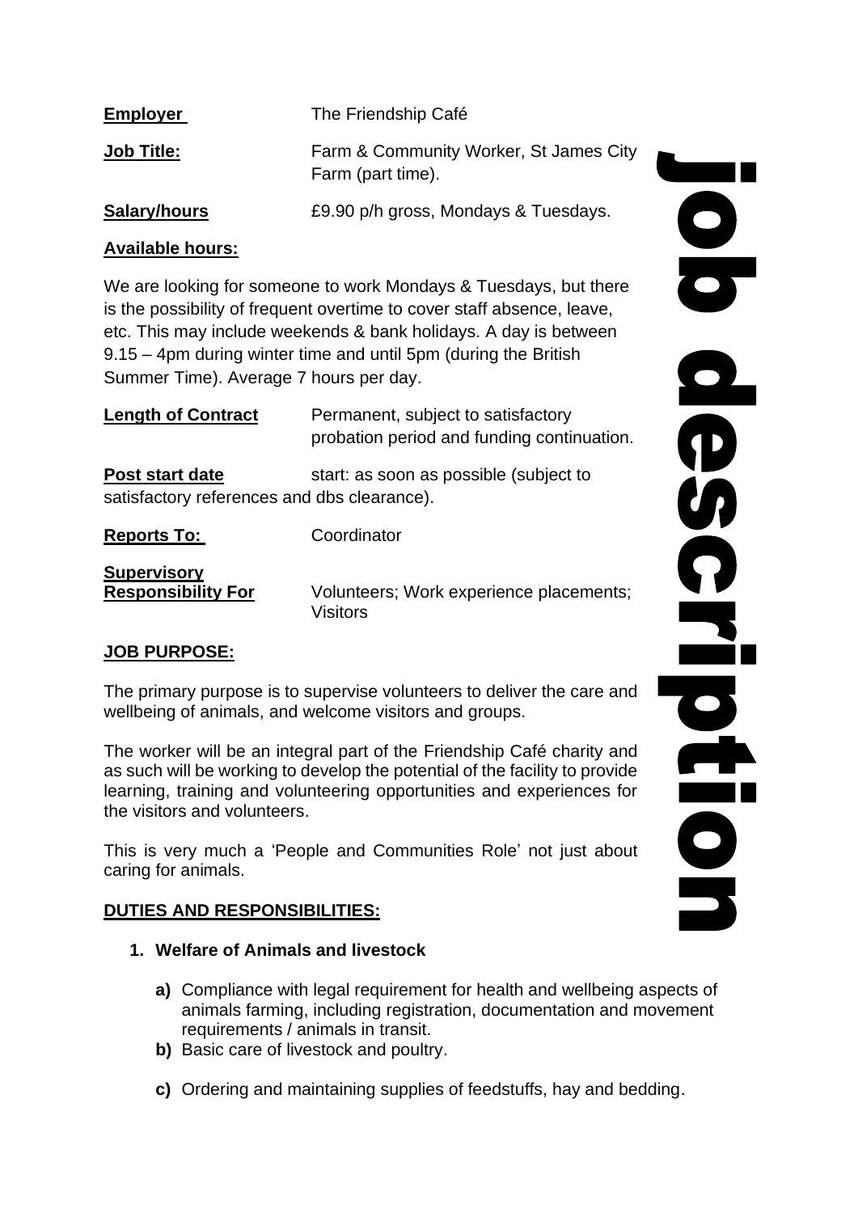# job description

**Employer** The Friendship Café

**Job Title:** Farm & Community Worker, St James City Farm (part time).

**Salary/hours** £9.90 p/h gross, Mondays & Tuesdays.

**Available hours:**

We are looking for someone to work Mondays & Tuesdays, but there is the possibility of frequent overtime to cover staff absence, leave, etc. This may include weekends & bank holidays. A day is between 9.15 – 4pm during winter time and until 5pm (during the British Summer Time). Average 7 hours per day.

**Length of Contract** Permanent, subject to satisfactory probation period and funding continuation.

**Post start date** start: as soon as possible (subject to satisfactory references and dbs clearance).

**Reports To:** Coordinator

**Supervisory Responsibility For** Volunteers; Work experience placements; Visitors

## JOB PURPOSE:

The primary purpose is to supervise volunteers to deliver the care and wellbeing of animals, and welcome visitors and groups.

The worker will be an integral part of the Friendship Café charity and as such will be working to develop the potential of the facility to provide learning, training and volunteering opportunities and experiences for the visitors and volunteers.

This is very much a 'People and Communities Role' not just about caring for animals.

## DUTIES AND RESPONSIBILITIES:

1. **Welfare of Animals and livestock**
   - **a)** Compliance with legal requirement for health and wellbeing aspects of animals farming, including registration, documentation and movement requirements / animals in transit.
   - **b)** Basic care of livestock and poultry.
   - **c)** Ordering and maintaining supplies of feedstuffs, hay and bedding.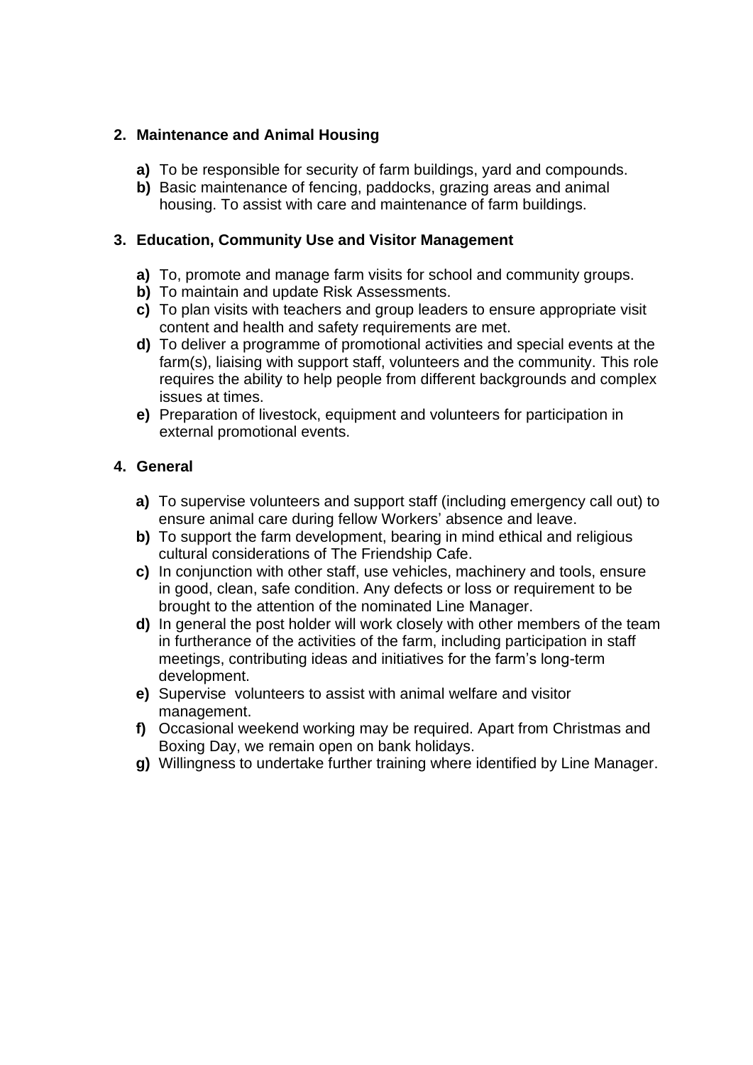2. **Maintenance and Animal Housing**

   **a)** To be responsible for security of farm buildings, yard and compounds.
   **b)** Basic maintenance of fencing, paddocks, grazing areas and animal housing. To assist with care and maintenance of farm buildings.

3. **Education, Community Use and Visitor Management**

   **a)** To, promote and manage farm visits for school and community groups.
   **b)** To maintain and update Risk Assessments.
   **c)** To plan visits with teachers and group leaders to ensure appropriate visit content and health and safety requirements are met.
   **d)** To deliver a programme of promotional activities and special events at the farm(s), liaising with support staff, volunteers and the community. This role requires the ability to help people from different backgrounds and complex issues at times.
   **e)** Preparation of livestock, equipment and volunteers for participation in external promotional events.

4. **General**

   **a)** To supervise volunteers and support staff (including emergency call out) to ensure animal care during fellow Workers' absence and leave.
   **b)** To support the farm development, bearing in mind ethical and religious cultural considerations of The Friendship Cafe.
   **c)** In conjunction with other staff, use vehicles, machinery and tools, ensure in good, clean, safe condition. Any defects or loss or requirement to be brought to the attention of the nominated Line Manager.
   **d)** In general the post holder will work closely with other members of the team in furtherance of the activities of the farm, including participation in staff meetings, contributing ideas and initiatives for the farm's long-term development.
   **e)** Supervise volunteers to assist with animal welfare and visitor management.
   **f)** Occasional weekend working may be required. Apart from Christmas and Boxing Day, we remain open on bank holidays.
   **g)** Willingness to undertake further training where identified by Line Manager.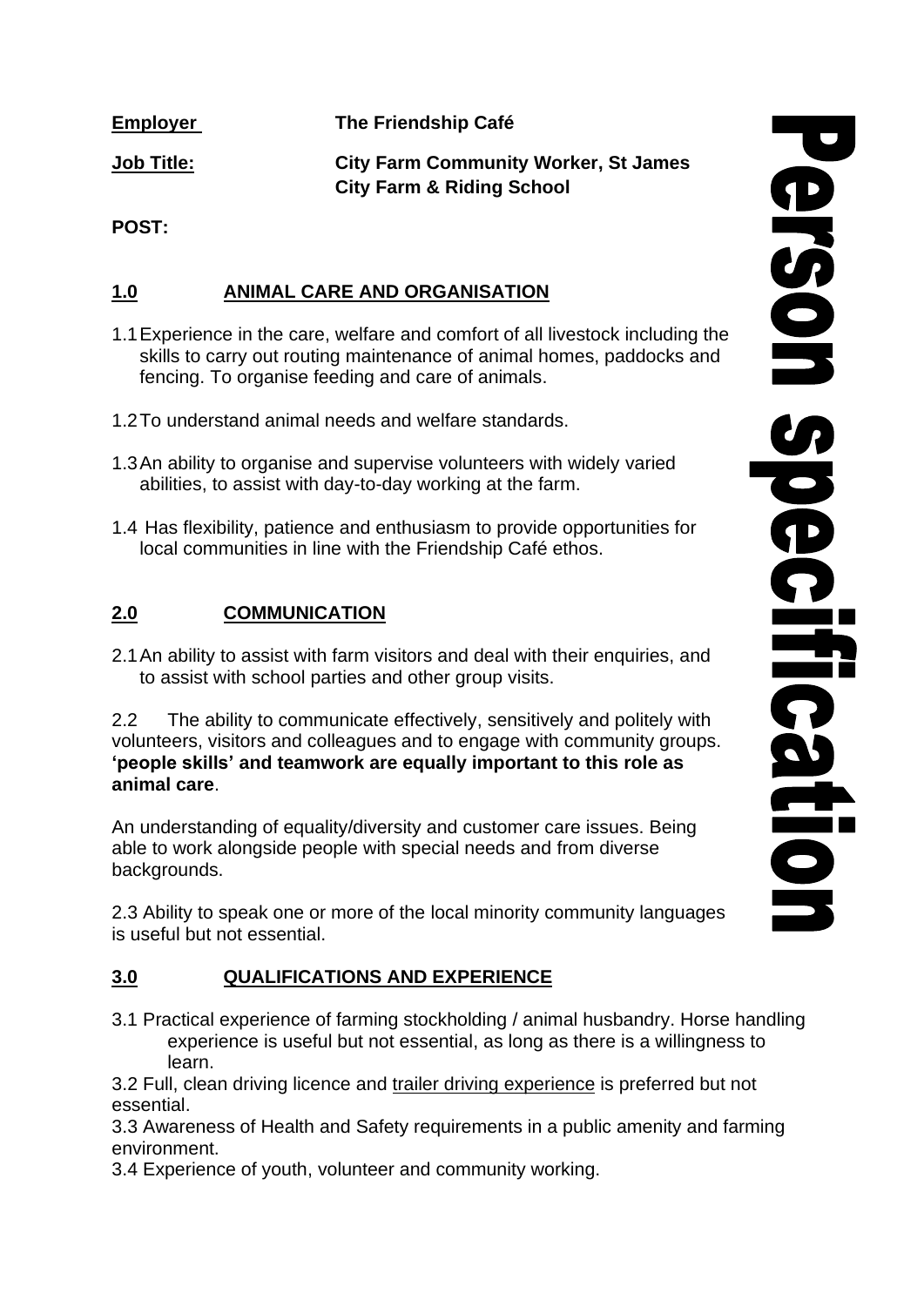# Person specification

**Employer** **The Friendship Café**

**Job Title:** **City Farm Community Worker, St James City Farm & Riding School**

**POST:**

## 1.0 ANIMAL CARE AND ORGANISATION

1.1 Experience in the care, welfare and comfort of all livestock including the skills to carry out routing maintenance of animal homes, paddocks and fencing. To organise feeding and care of animals.

1.2 To understand animal needs and welfare standards.

1.3 An ability to organise and supervise volunteers with widely varied abilities, to assist with day-to-day working at the farm.

1.4 Has flexibility, patience and enthusiasm to provide opportunities for local communities in line with the Friendship Café ethos.

## 2.0 COMMUNICATION

2.1 An ability to assist with farm visitors and deal with their enquiries, and to assist with school parties and other group visits.

2.2 The ability to communicate effectively, sensitively and politely with volunteers, visitors and colleagues and to engage with community groups. **'people skills' and teamwork are equally important to this role as animal care**.

An understanding of equality/diversity and customer care issues. Being able to work alongside people with special needs and from diverse backgrounds.

2.3 Ability to speak one or more of the local minority community languages is useful but not essential.

## 3.0 QUALIFICATIONS AND EXPERIENCE

3.1 Practical experience of farming stockholding / animal husbandry. Horse handling experience is useful but not essential, as long as there is a willingness to learn.

3.2 Full, clean driving licence and trailer driving experience is preferred but not essential.

3.3 Awareness of Health and Safety requirements in a public amenity and farming environment.

3.4 Experience of youth, volunteer and community working.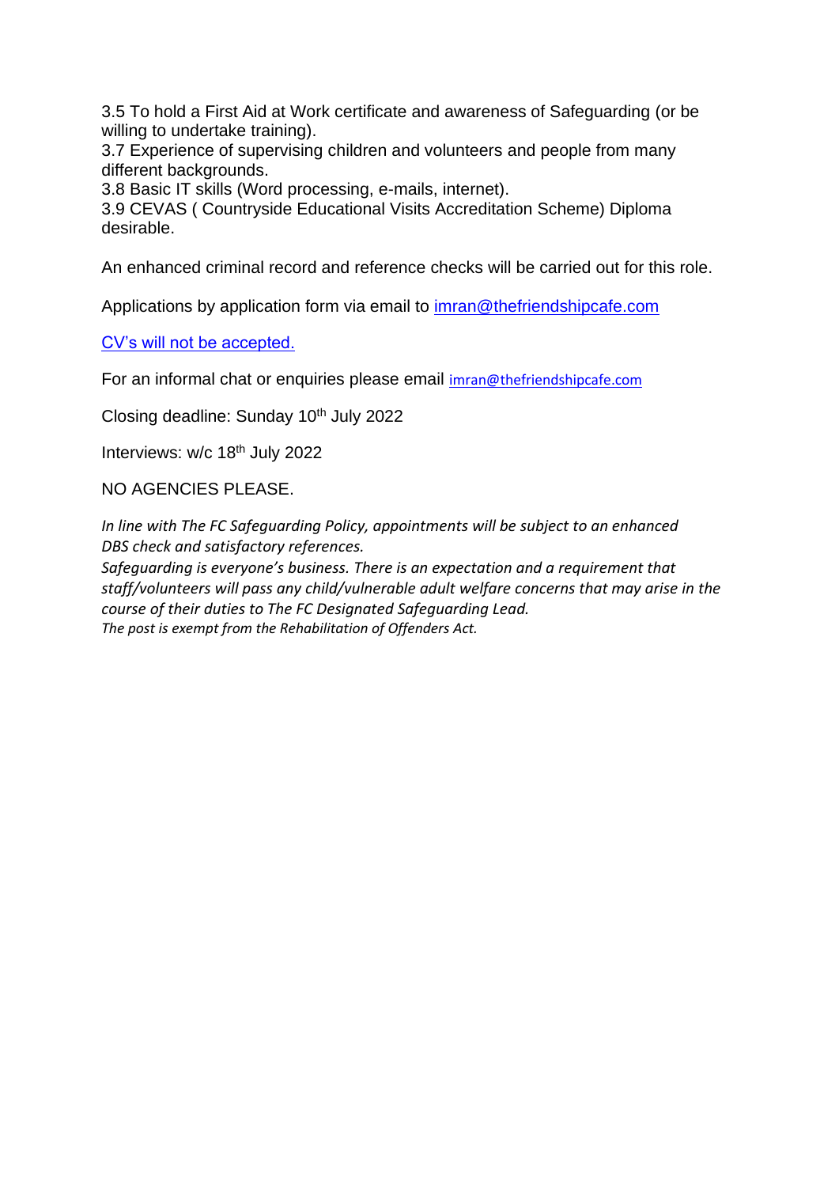3.5 To hold a First Aid at Work certificate and awareness of Safeguarding (or be willing to undertake training).
3.7 Experience of supervising children and volunteers and people from many different backgrounds.
3.8 Basic IT skills (Word processing, e-mails, internet).
3.9 CEVAS ( Countryside Educational Visits Accreditation Scheme) Diploma desirable.

An enhanced criminal record and reference checks will be carried out for this role.

Applications by application form via email to imran@thefriendshipcafe.com

CV's will not be accepted.

For an informal chat or enquiries please email imran@thefriendshipcafe.com

Closing deadline: Sunday 10th July 2022

Interviews: w/c 18th July 2022

NO AGENCIES PLEASE.

*In line with The FC Safeguarding Policy, appointments will be subject to an enhanced DBS check and satisfactory references.*
*Safeguarding is everyone's business. There is an expectation and a requirement that staff/volunteers will pass any child/vulnerable adult welfare concerns that may arise in the course of their duties to The FC Designated Safeguarding Lead.*
*The post is exempt from the Rehabilitation of Offenders Act.*